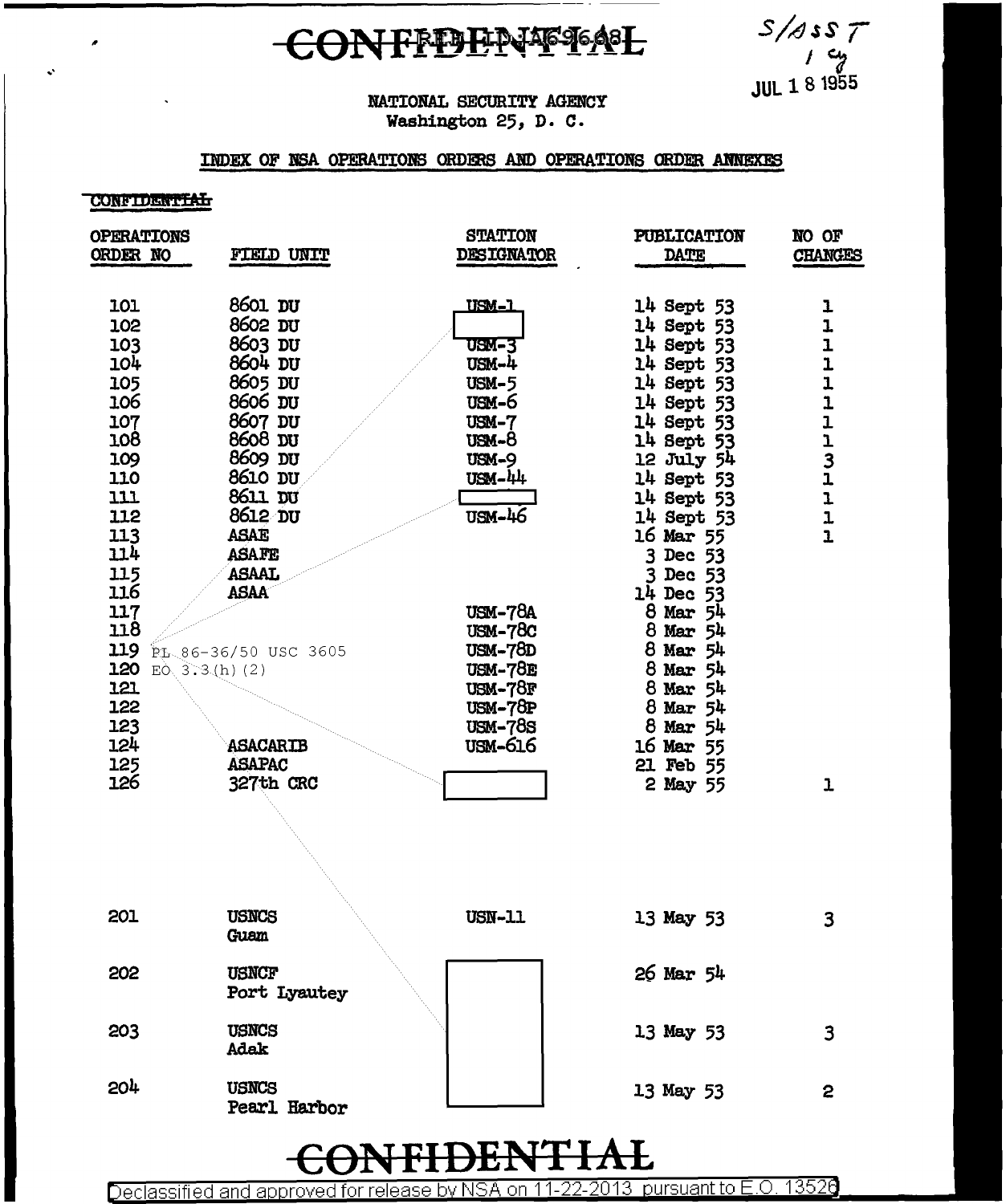CONFIDENTIAL

REF ID:A69668

S/ASST
1 cy
JUL 1 8 1955

NATIONAL SECURITY AGENCY
Washington 25, D. C.

INDEX OF NSA OPERATIONS ORDERS AND OPERATIONS ORDER ANNEXES

CONFIDENTIAL

| OPERATIONS ORDER NO | FIELD UNIT | STATION DESIGNATOR | PUBLICATION DATE | NO OF CHANGES |
|---|---|---|---|---|
| 101 | 8601 DU | USM-1 | 14 Sept 53 | 1 |
| 102 | 8602 DU | [redacted] | 14 Sept 53 | 1 |
| 103 | 8603 DU | USM-3 | 14 Sept 53 | 1 |
| 104 | 8604 DU | USM-4 | 14 Sept 53 | 1 |
| 105 | 8605 DU | USM-5 | 14 Sept 53 | 1 |
| 106 | 8606 DU | USM-6 | 14 Sept 53 | 1 |
| 107 | 8607 DU | USM-7 | 14 Sept 53 | 1 |
| 108 | 8608 DU | USM-8 | 14 Sept 53 | 1 |
| 109 | 8609 DU | USM-9 | 12 July 54 | 3 |
| 110 | 8610 DU | USM-44 | 14 Sept 53 | 1 |
| 111 | 8611 DU | [redacted] | 14 Sept 53 | 1 |
| 112 | 8612 DU | USM-46 | 14 Sept 53 | 1 |
| 113 | ASAE | | 16 Mar 55 | 1 |
| 114 | ASAFE | | 3 Dec 53 | |
| 115 | ASAAL | | 3 Dec 53 | |
| 116 | ASAA | | 14 Dec 53 | |
| 117 | | USM-78A | 8 Mar 54 | |
| 118 | | USM-78C | 8 Mar 54 | |
| 119 | PL 86-36/50 USC 3605 | USM-78D | 8 Mar 54 | |
| 120 | EO 3.3(h)(2) | USM-78E | 8 Mar 54 | |
| 121 | | USM-78F | 8 Mar 54 | |
| 122 | | USM-78P | 8 Mar 54 | |
| 123 | | USM-78S | 8 Mar 54 | |
| 124 | ASACARIB | USM-616 | 16 Mar 55 | |
| 125 | ASAPAC | | 21 Feb 55 | |
| 126 | 327th CRC | [redacted] | 2 May 55 | 1 |
| 201 | USNCS Guam | USN-11 | 13 May 53 | 3 |
| 202 | USNCF Port Lyautey | [redacted] | 26 Mar 54 | |
| 203 | USNCS Adak | [redacted] | 13 May 53 | 3 |
| 204 | USNCS Pearl Harbor | [redacted] | 13 May 53 | 2 |

CONFIDENTIAL

Declassified and approved for release by NSA on 11-22-2013 pursuant to E.O. 13526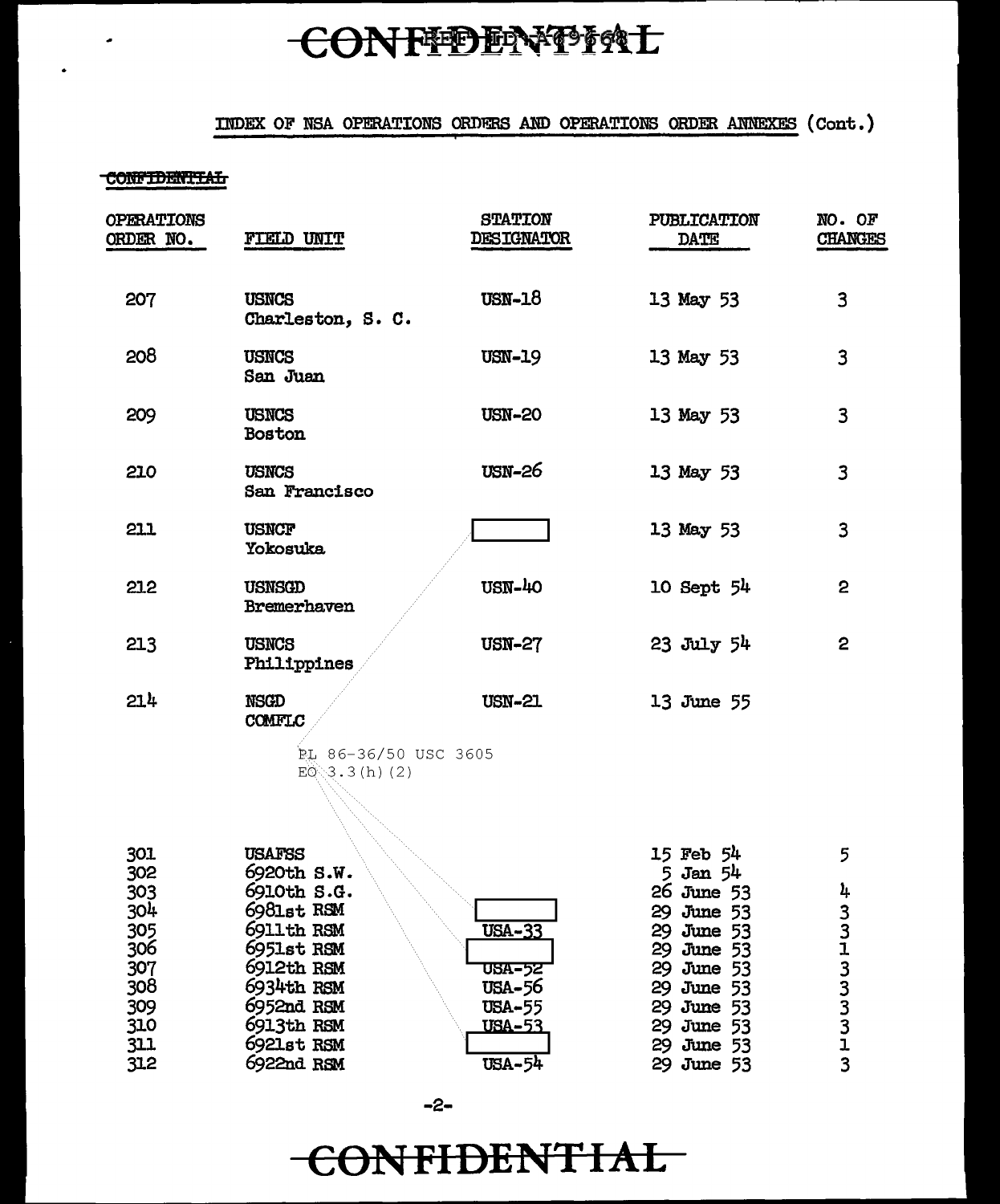CONFIDENTIAL

## INDEX OF NSA OPERATIONS ORDERS AND OPERATIONS ORDER ANNEXES (Cont.)

CONFIDENTIAL

| OPERATIONS ORDER NO. | FIELD UNIT | STATION DESIGNATOR | PUBLICATION DATE | NO. OF CHANGES |
|---|---|---|---|---|
| 207 | USNCS Charleston, S. C. | USN-18 | 13 May 53 | 3 |
| 208 | USNCS San Juan | USN-19 | 13 May 53 | 3 |
| 209 | USNCS Boston | USN-20 | 13 May 53 | 3 |
| 210 | USNCS San Francisco | USN-26 | 13 May 53 | 3 |
| 211 | USNCF Yokosuka | [redacted] | 13 May 53 | 3 |
| 212 | USNSGD Bremerhaven | USN-40 | 10 Sept 54 | 2 |
| 213 | USNCS Philippines | USN-27 | 23 July 54 | 2 |
| 214 | NSGD COMFLC | USN-21 | 13 June 55 | |

PL 86-36/50 USC 3605
EO 3.3(h)(2)

| OPERATIONS ORDER NO. | FIELD UNIT | STATION DESIGNATOR | PUBLICATION DATE | NO. OF CHANGES |
|---|---|---|---|---|
| 301 | USAFSS | | 15 Feb 54 | 5 |
| 302 | 6920th S.W. | | 5 Jan 54 | |
| 303 | 6910th S.G. | | 26 June 53 | 4 |
| 304 | 6981st RSM | [redacted] | 29 June 53 | 3 |
| 305 | 6911th RSM | USA-33 | 29 June 53 | 3 |
| 306 | 6951st RSM | [redacted] | 29 June 53 | 1 |
| 307 | 6912th RSM | USA-52 | 29 June 53 | 3 |
| 308 | 6934th RSM | USA-56 | 29 June 53 | 3 |
| 309 | 6952nd RSM | USA-55 | 29 June 53 | 3 |
| 310 | 6913th RSM | USA-53 | 29 June 53 | 3 |
| 311 | 6921st RSM | [redacted] | 29 June 53 | 1 |
| 312 | 6922nd RSM | USA-54 | 29 June 53 | 3 |

CONFIDENTIAL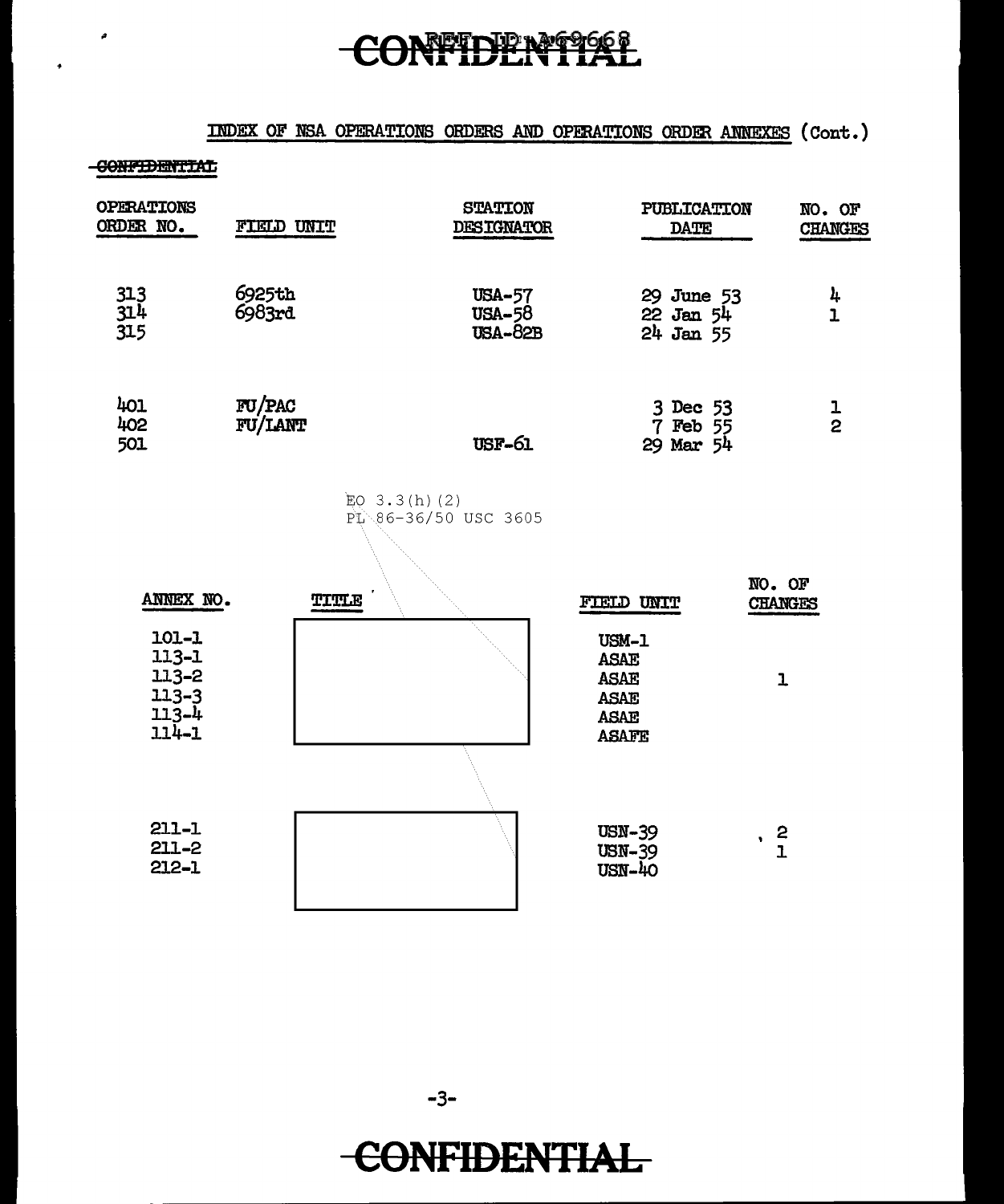CONFIDENTIAL

INDEX OF NSA OPERATIONS ORDERS AND OPERATIONS ORDER ANNEXES (Cont.)

~~CONFIDENTIAL~~

| OPERATIONS ORDER NO. | FIELD UNIT | STATION DESIGNATOR | PUBLICATION DATE | NO. OF CHANGES |
|---|---|---|---|---|
| 313 | 6925th | USA-57 | 29 June 53 | 4 |
| 314 | 6983rd | USA-58 | 22 Jan 54 | 1 |
| 315 | | USA-82B | 24 Jan 55 | |
| 401 | FU/PAC | | 3 Dec 53 | 1 |
| 402 | FU/LANT | | 7 Feb 55 | 2 |
| 501 | | USF-61 | 29 Mar 54 | |

EO 3.3(h)(2)
PL 86-36/50 USC 3605

| ANNEX NO. | TITLE | FIELD UNIT | NO. OF CHANGES |
|---|---|---|---|
| 101-1 | | USM-1 | |
| 113-1 | | ASAE | |
| 113-2 | | ASAE | 1 |
| 113-3 | | ASAE | |
| 113-4 | | ASAE | |
| 114-1 | | ASAFE | |
| 211-1 | | USN-39 | 2 |
| 211-2 | | USN-39 | 1 |
| 212-1 | | USN-40 | |

CONFIDENTIAL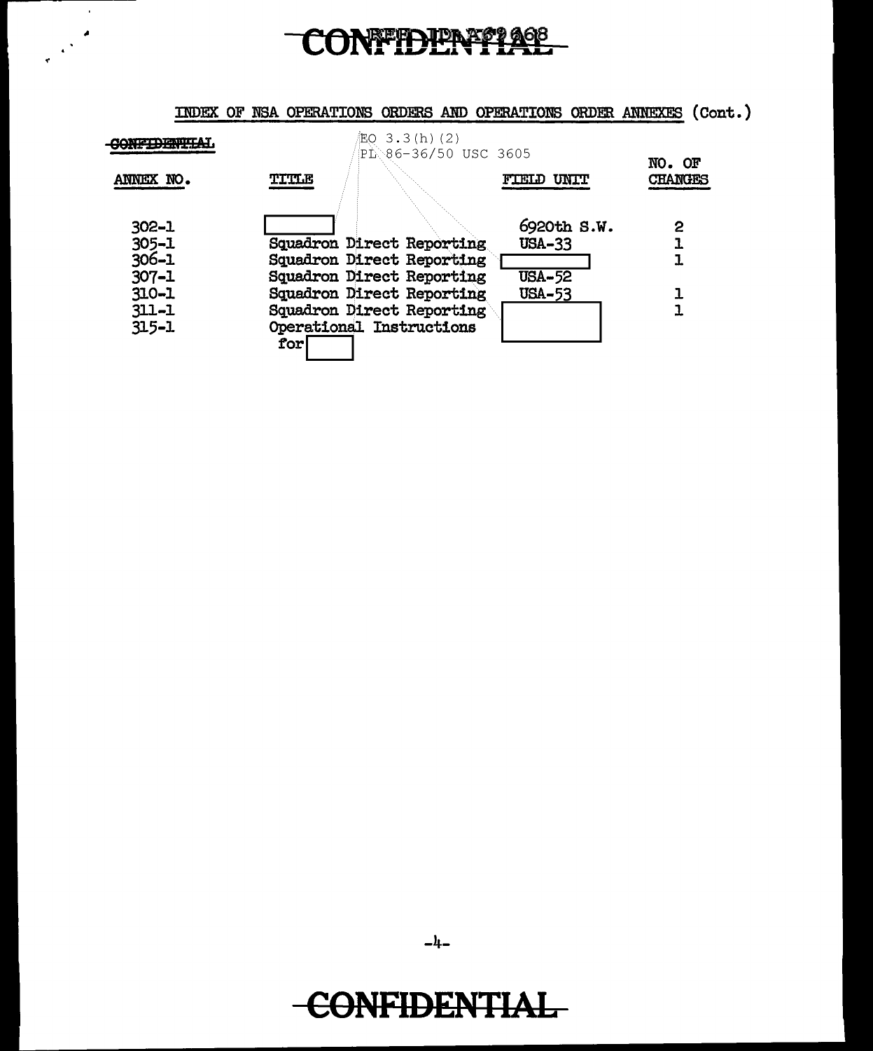# CONFIDENTIAL

REF ID:A62668

INDEX OF NSA OPERATIONS ORDERS AND OPERATIONS ORDER ANNEXES (Cont.)

~~CONFIDENTIAL~~

EO 3.3(h)(2)
PL 86-36/50 USC 3605

| ANNEX NO. | TITLE | FIELD UNIT | NO. OF CHANGES |
|---|---|---|---|
| 302-1 | [redacted] | 6920th S.W. | 2 |
| 305-1 | Squadron Direct Reporting | USA-33 | 1 |
| 306-1 | Squadron Direct Reporting | [redacted] | 1 |
| 307-1 | Squadron Direct Reporting | USA-52 | |
| 310-1 | Squadron Direct Reporting | USA-53 | 1 |
| 311-1 | Squadron Direct Reporting | [redacted] | 1 |
| 315-1 | Operational Instructions for [redacted] | | |

CONFIDENTIAL